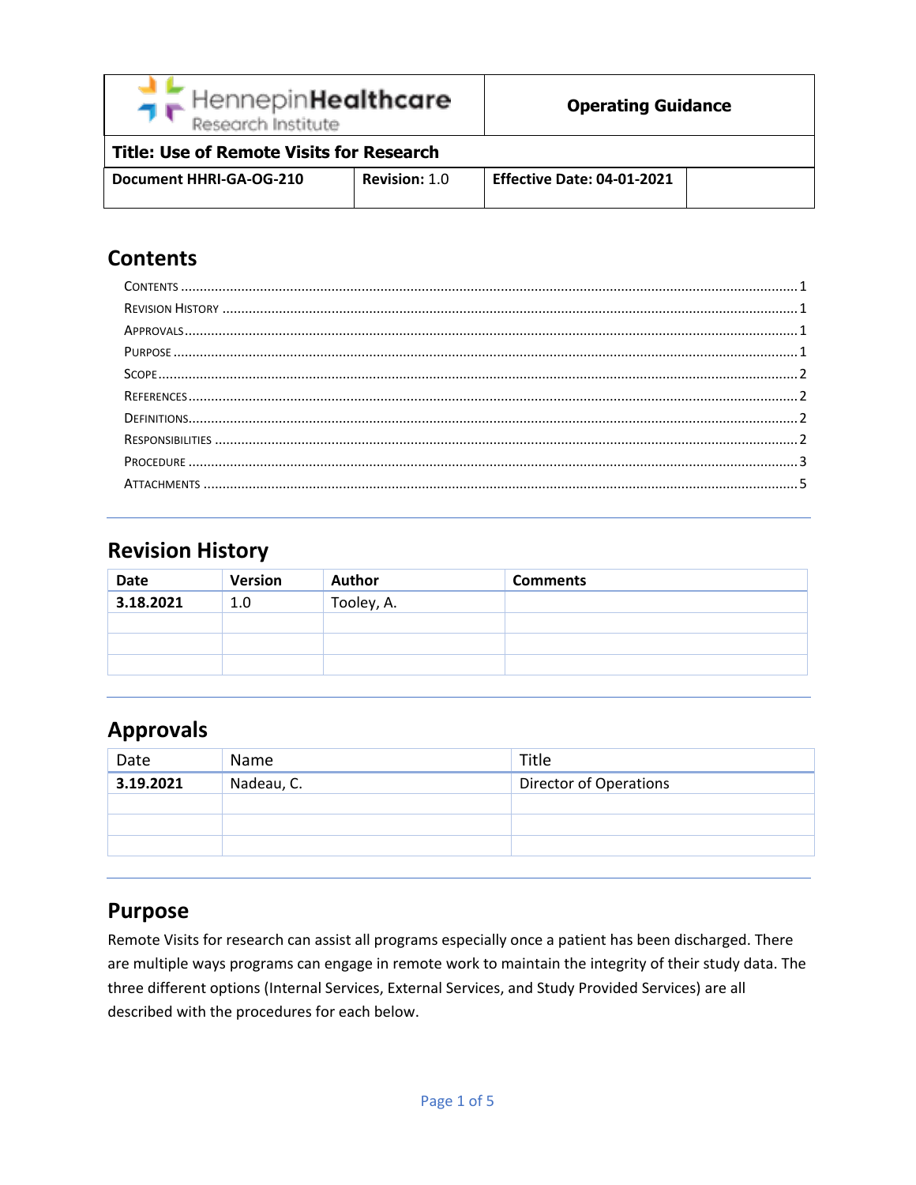| HennepinHealthcare Research Institute | Operating Guidance | | |
|---|---|---|---|
| **Title: Use of Remote Visits for Research** | | | |
| **Document HHRI-GA-OG-210** | **Revision:** 1.0 | **Effective Date: 04-01-2021** | |

# Contents

- Contents .......... 1
- Revision History .......... 1
- Approvals .......... 1
- Purpose .......... 1
- Scope .......... 2
- References .......... 2
- Definitions .......... 2
- Responsibilities .......... 2
- Procedure .......... 3
- Attachments .......... 5

# Revision History

| Date | Version | Author | Comments |
|---|---|---|---|
| **3.18.2021** | 1.0 | Tooley, A. | |
| | | | |
| | | | |
| | | | |

# Approvals

| Date | Name | Title |
|---|---|---|
| **3.19.2021** | Nadeau, C. | Director of Operations |
| | | |
| | | |
| | | |

# Purpose

Remote Visits for research can assist all programs especially once a patient has been discharged. There are multiple ways programs can engage in remote work to maintain the integrity of their study data. The three different options (Internal Services, External Services, and Study Provided Services) are all described with the procedures for each below.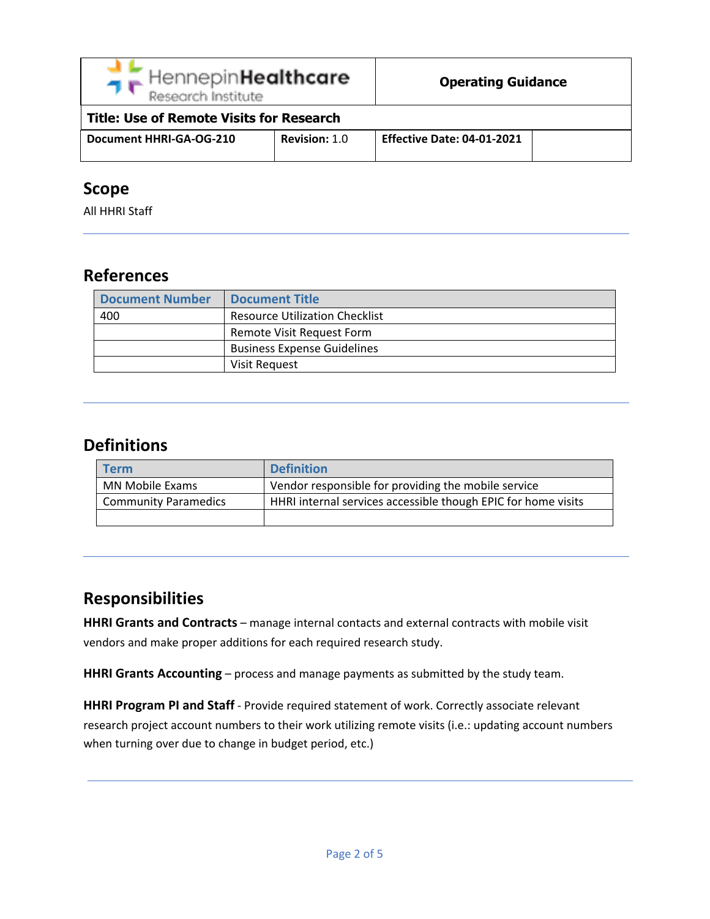| HennepinHealthcare Research Institute | Operating Guidance | |
|---|---|---|
| **Title: Use of Remote Visits for Research** | | |
| **Document HHRI-GA-OG-210** | **Revision:** 1.0 | **Effective Date: 04-01-2021** |

## Scope

All HHRI Staff

## References

| Document Number | Document Title |
|---|---|
| 400 | Resource Utilization Checklist |
| | Remote Visit Request Form |
| | Business Expense Guidelines |
| | Visit Request |

## Definitions

| Term | Definition |
|---|---|
| MN Mobile Exams | Vendor responsible for providing the mobile service |
| Community Paramedics | HHRI internal services accessible though EPIC for home visits |
| | |

## Responsibilities

**HHRI Grants and Contracts** – manage internal contacts and external contracts with mobile visit vendors and make proper additions for each required research study.

**HHRI Grants Accounting** – process and manage payments as submitted by the study team.

**HHRI Program PI and Staff** - Provide required statement of work. Correctly associate relevant research project account numbers to their work utilizing remote visits (i.e.: updating account numbers when turning over due to change in budget period, etc.)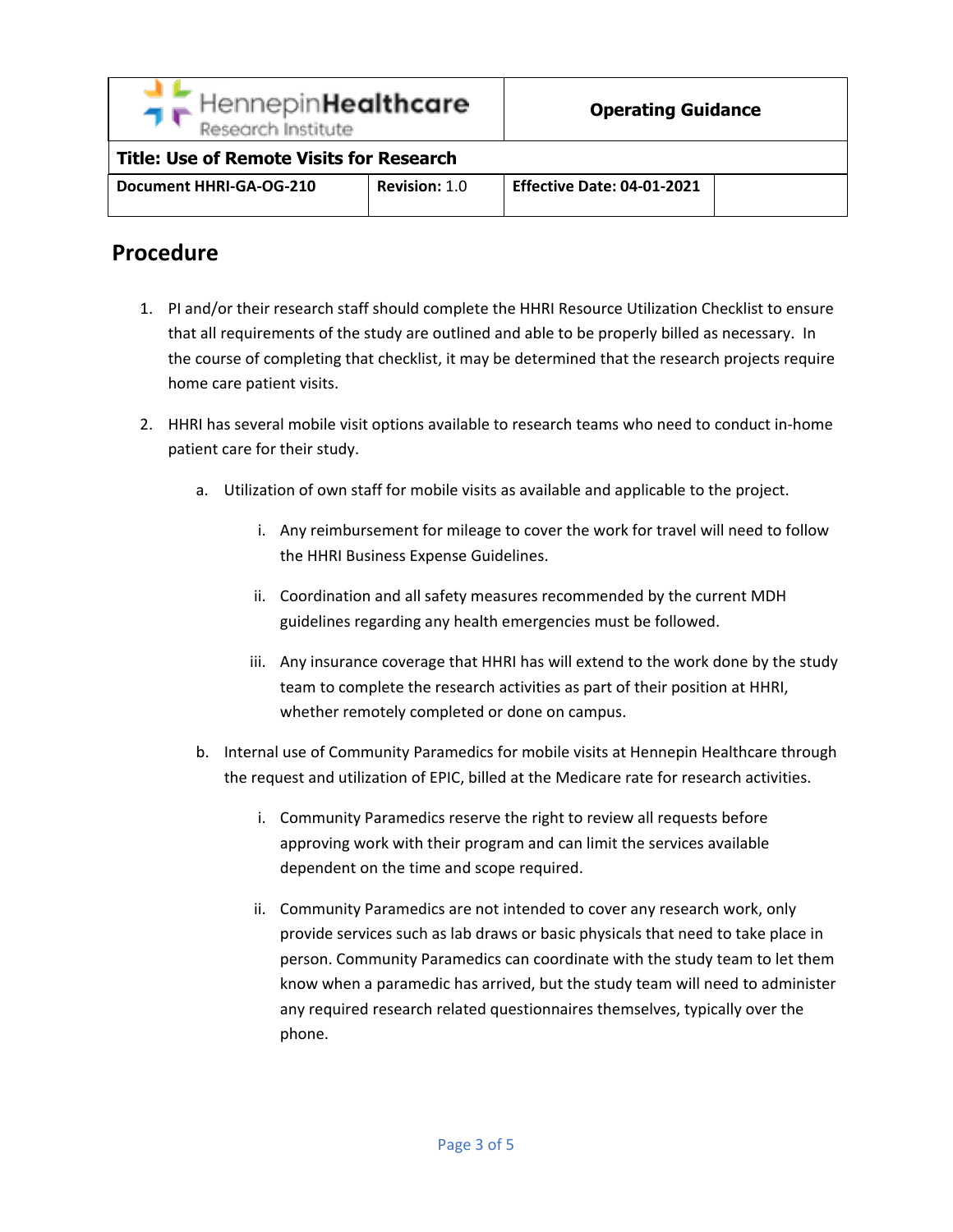## Procedure

1. PI and/or their research staff should complete the HHRI Resource Utilization Checklist to ensure that all requirements of the study are outlined and able to be properly billed as necessary. In the course of completing that checklist, it may be determined that the research projects require home care patient visits.

2. HHRI has several mobile visit options available to research teams who need to conduct in-home patient care for their study.

   a. Utilization of own staff for mobile visits as available and applicable to the project.

      i. Any reimbursement for mileage to cover the work for travel will need to follow the HHRI Business Expense Guidelines.

      ii. Coordination and all safety measures recommended by the current MDH guidelines regarding any health emergencies must be followed.

      iii. Any insurance coverage that HHRI has will extend to the work done by the study team to complete the research activities as part of their position at HHRI, whether remotely completed or done on campus.

   b. Internal use of Community Paramedics for mobile visits at Hennepin Healthcare through the request and utilization of EPIC, billed at the Medicare rate for research activities.

      i. Community Paramedics reserve the right to review all requests before approving work with their program and can limit the services available dependent on the time and scope required.

      ii. Community Paramedics are not intended to cover any research work, only provide services such as lab draws or basic physicals that need to take place in person. Community Paramedics can coordinate with the study team to let them know when a paramedic has arrived, but the study team will need to administer any required research related questionnaires themselves, typically over the phone.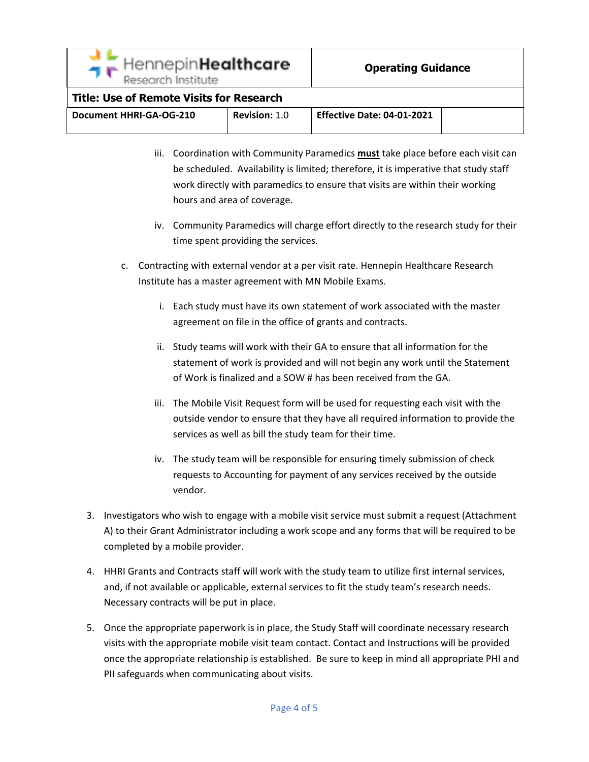iii. Coordination with Community Paramedics **must** take place before each visit can be scheduled. Availability is limited; therefore, it is imperative that study staff work directly with paramedics to ensure that visits are within their working hours and area of coverage.

iv. Community Paramedics will charge effort directly to the research study for their time spent providing the services.

c. Contracting with external vendor at a per visit rate. Hennepin Healthcare Research Institute has a master agreement with MN Mobile Exams.

i. Each study must have its own statement of work associated with the master agreement on file in the office of grants and contracts.

ii. Study teams will work with their GA to ensure that all information for the statement of work is provided and will not begin any work until the Statement of Work is finalized and a SOW # has been received from the GA.

iii. The Mobile Visit Request form will be used for requesting each visit with the outside vendor to ensure that they have all required information to provide the services as well as bill the study team for their time.

iv. The study team will be responsible for ensuring timely submission of check requests to Accounting for payment of any services received by the outside vendor.

3. Investigators who wish to engage with a mobile visit service must submit a request (Attachment A) to their Grant Administrator including a work scope and any forms that will be required to be completed by a mobile provider.

4. HHRI Grants and Contracts staff will work with the study team to utilize first internal services, and, if not available or applicable, external services to fit the study team's research needs. Necessary contracts will be put in place.

5. Once the appropriate paperwork is in place, the Study Staff will coordinate necessary research visits with the appropriate mobile visit team contact. Contact and Instructions will be provided once the appropriate relationship is established. Be sure to keep in mind all appropriate PHI and PII safeguards when communicating about visits.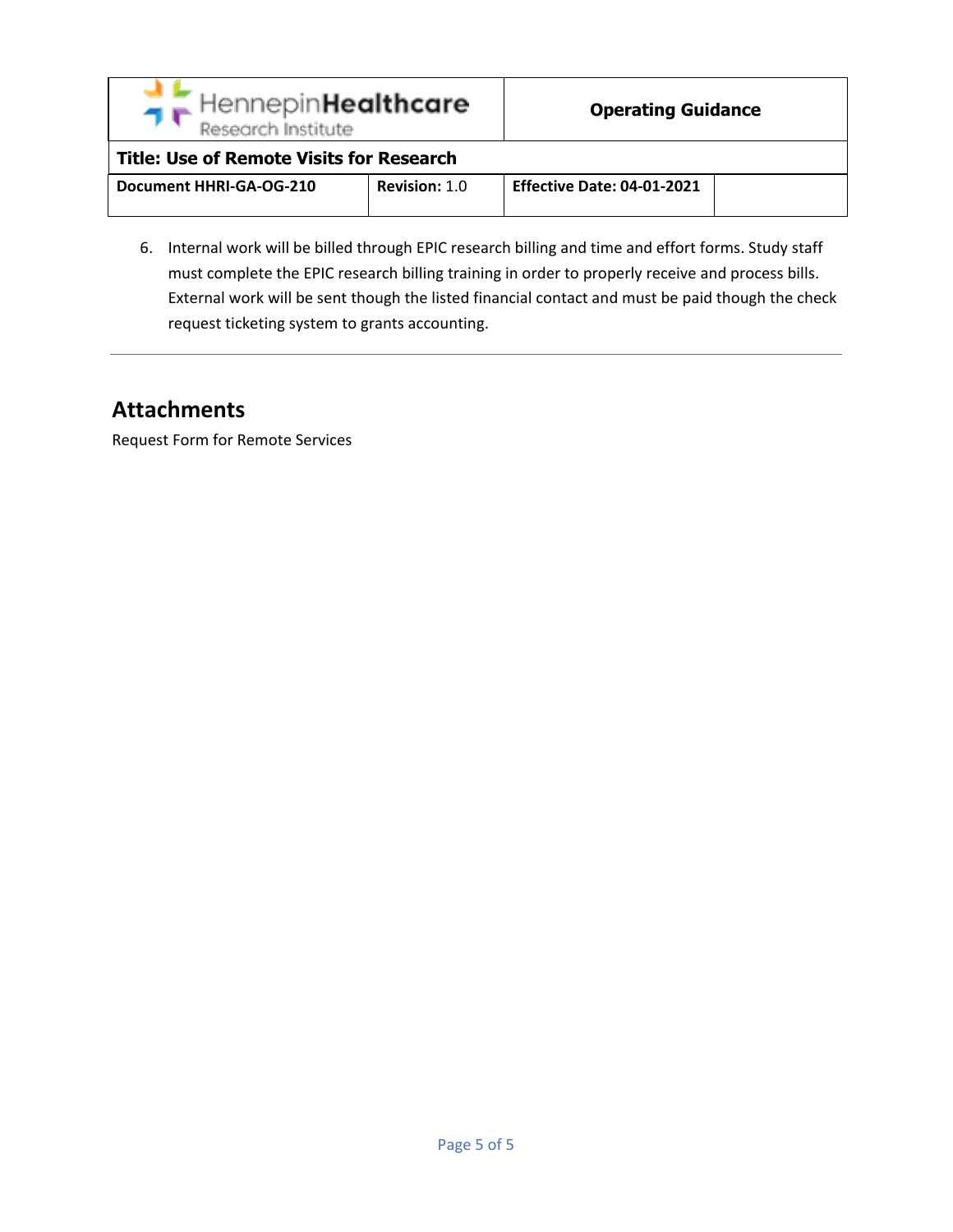6. Internal work will be billed through EPIC research billing and time and effort forms. Study staff must complete the EPIC research billing training in order to properly receive and process bills. External work will be sent though the listed financial contact and must be paid though the check request ticketing system to grants accounting.

---

## Attachments

Request Form for Remote Services